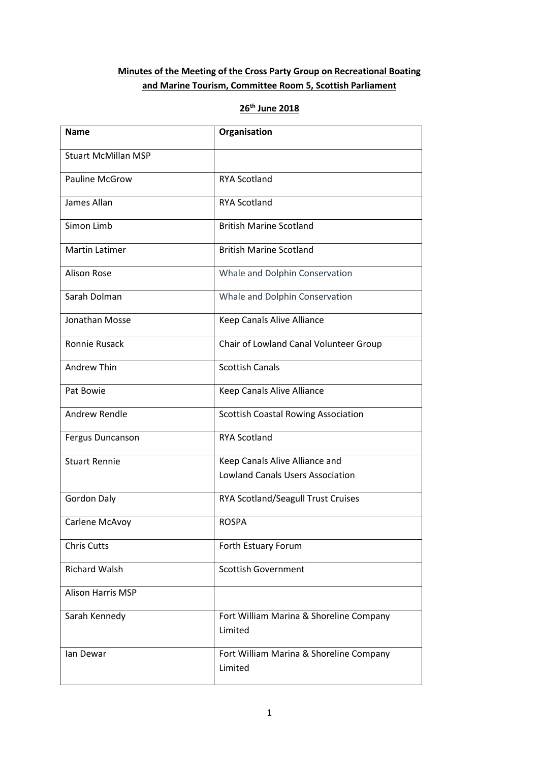**Minutes of the Meeting of the Cross Party Group on Recreational Boating and Marine Tourism, Committee Room 5, Scottish Parliament**

**26th June 2018**

| Name | Organisation |
|---|---|
| Stuart McMillan MSP | |
| Pauline McGrow | RYA Scotland |
| James Allan | RYA Scotland |
| Simon Limb | British Marine Scotland |
| Martin Latimer | British Marine Scotland |
| Alison Rose | Whale and Dolphin Conservation |
| Sarah Dolman | Whale and Dolphin Conservation |
| Jonathan Mosse | Keep Canals Alive Alliance |
| Ronnie Rusack | Chair of Lowland Canal Volunteer Group |
| Andrew Thin | Scottish Canals |
| Pat Bowie | Keep Canals Alive Alliance |
| Andrew Rendle | Scottish Coastal Rowing Association |
| Fergus Duncanson | RYA Scotland |
| Stuart Rennie | Keep Canals Alive Alliance and Lowland Canals Users Association |
| Gordon Daly | RYA Scotland/Seagull Trust Cruises |
| Carlene McAvoy | ROSPA |
| Chris Cutts | Forth Estuary Forum |
| Richard Walsh | Scottish Government |
| Alison Harris MSP | |
| Sarah Kennedy | Fort William Marina & Shoreline Company Limited |
| Ian Dewar | Fort William Marina & Shoreline Company Limited |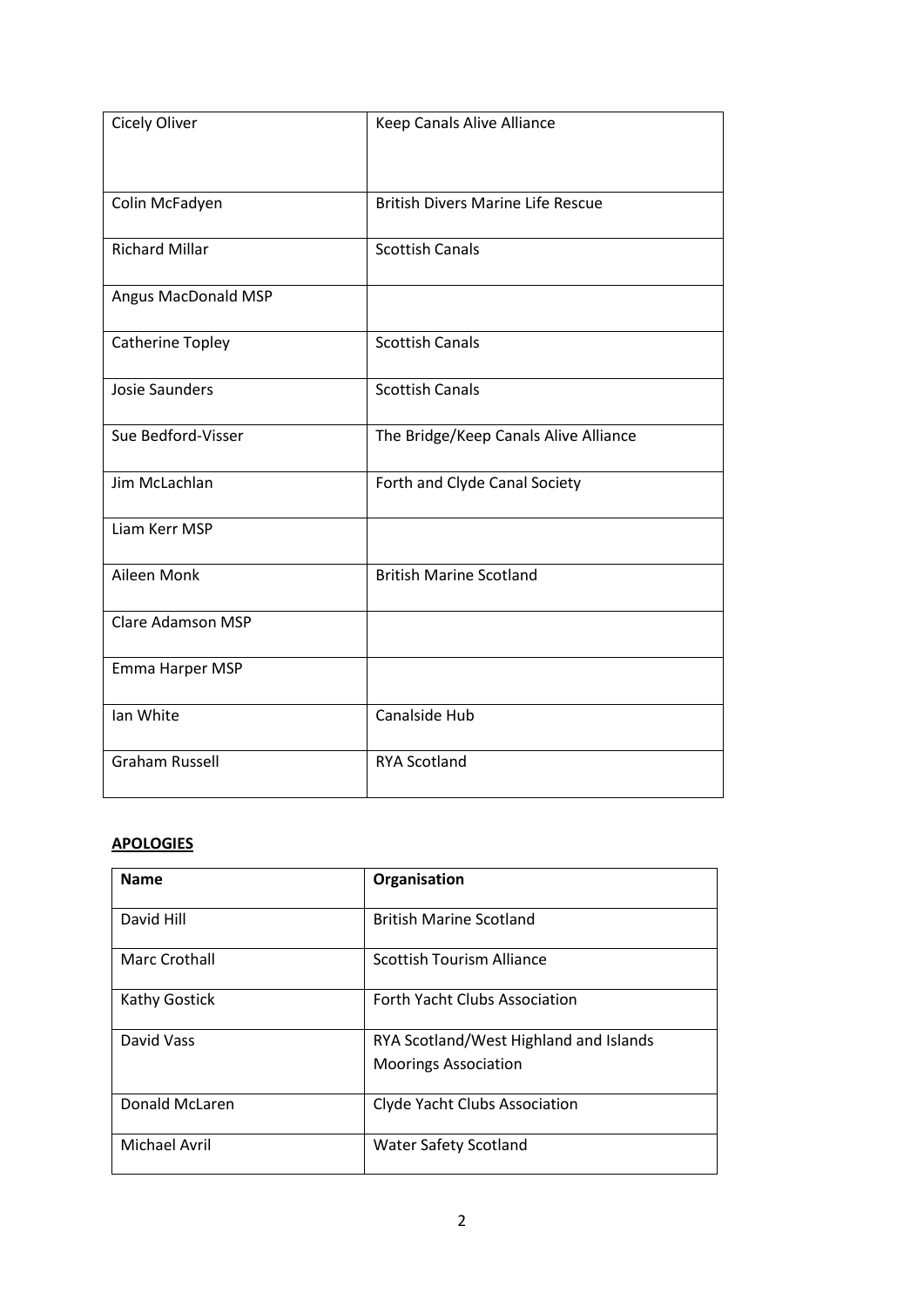| | |
|---|---|
| Cicely Oliver | Keep Canals Alive Alliance |
| Colin McFadyen | British Divers Marine Life Rescue |
| Richard Millar | Scottish Canals |
| Angus MacDonald MSP | |
| Catherine Topley | Scottish Canals |
| Josie Saunders | Scottish Canals |
| Sue Bedford-Visser | The Bridge/Keep Canals Alive Alliance |
| Jim McLachlan | Forth and Clyde Canal Society |
| Liam Kerr MSP | |
| Aileen Monk | British Marine Scotland |
| Clare Adamson MSP | |
| Emma Harper MSP | |
| Ian White | Canalside Hub |
| Graham Russell | RYA Scotland |

**APOLOGIES**

| Name | Organisation |
|---|---|
| David Hill | British Marine Scotland |
| Marc Crothall | Scottish Tourism Alliance |
| Kathy Gostick | Forth Yacht Clubs Association |
| David Vass | RYA Scotland/West Highland and Islands Moorings Association |
| Donald McLaren | Clyde Yacht Clubs Association |
| Michael Avril | Water Safety Scotland |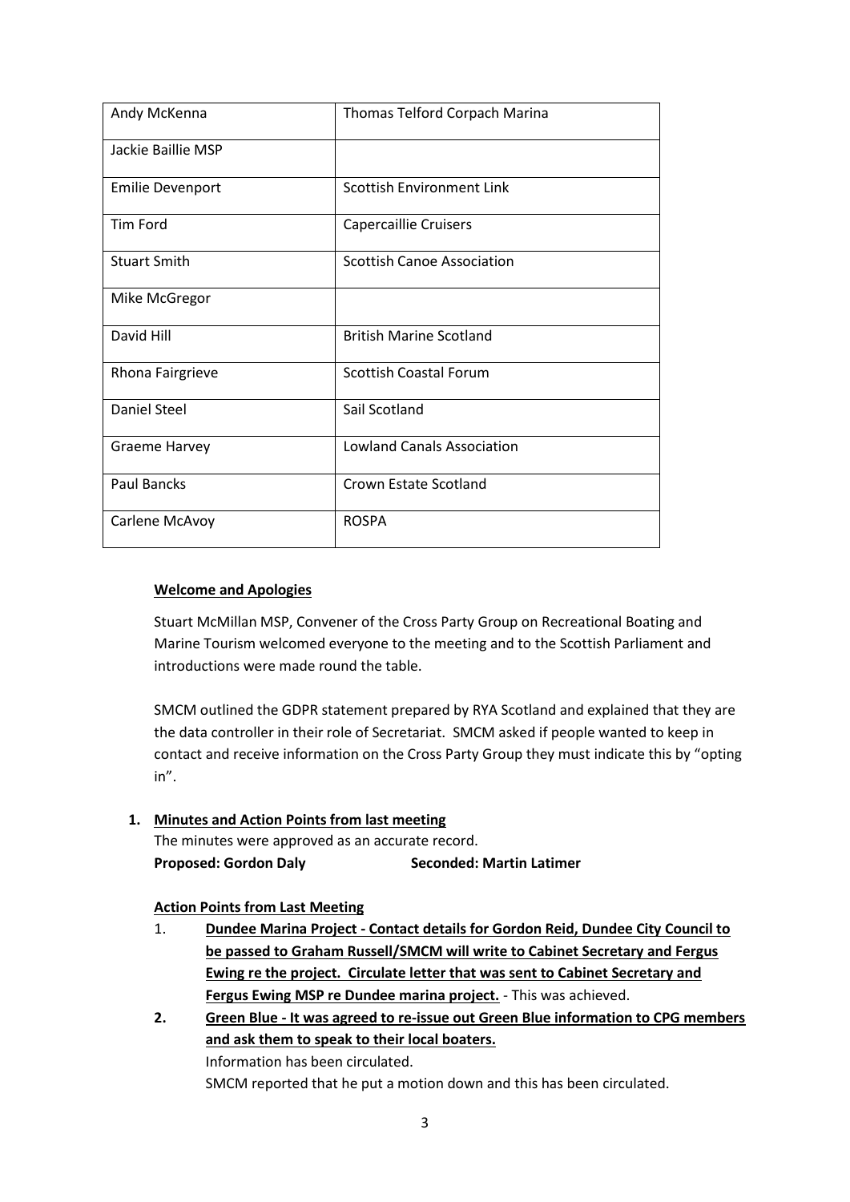| | |
|---|---|
| Andy McKenna | Thomas Telford Corpach Marina |
| Jackie Baillie MSP | |
| Emilie Devenport | Scottish Environment Link |
| Tim Ford | Capercaillie Cruisers |
| Stuart Smith | Scottish Canoe Association |
| Mike McGregor | |
| David Hill | British Marine Scotland |
| Rhona Fairgrieve | Scottish Coastal Forum |
| Daniel Steel | Sail Scotland |
| Graeme Harvey | Lowland Canals Association |
| Paul Bancks | Crown Estate Scotland |
| Carlene McAvoy | ROSPA |

**Welcome and Apologies**

Stuart McMillan MSP, Convener of the Cross Party Group on Recreational Boating and Marine Tourism welcomed everyone to the meeting and to the Scottish Parliament and introductions were made round the table.

SMCM outlined the GDPR statement prepared by RYA Scotland and explained that they are the data controller in their role of Secretariat. SMCM asked if people wanted to keep in contact and receive information on the Cross Party Group they must indicate this by "opting in".

1. **Minutes and Action Points from last meeting**

   The minutes were approved as an accurate record.

   **Proposed: Gordon Daly** **Seconded: Martin Latimer**

   **Action Points from Last Meeting**

   1. **Dundee Marina Project - Contact details for Gordon Reid, Dundee City Council to be passed to Graham Russell/SMCM will write to Cabinet Secretary and Fergus Ewing re the project. Circulate letter that was sent to Cabinet Secretary and Fergus Ewing MSP re Dundee marina project.** - This was achieved.
   2. **Green Blue - It was agreed to re-issue out Green Blue information to CPG members and ask them to speak to their local boaters.**

      Information has been circulated.

      SMCM reported that he put a motion down and this has been circulated.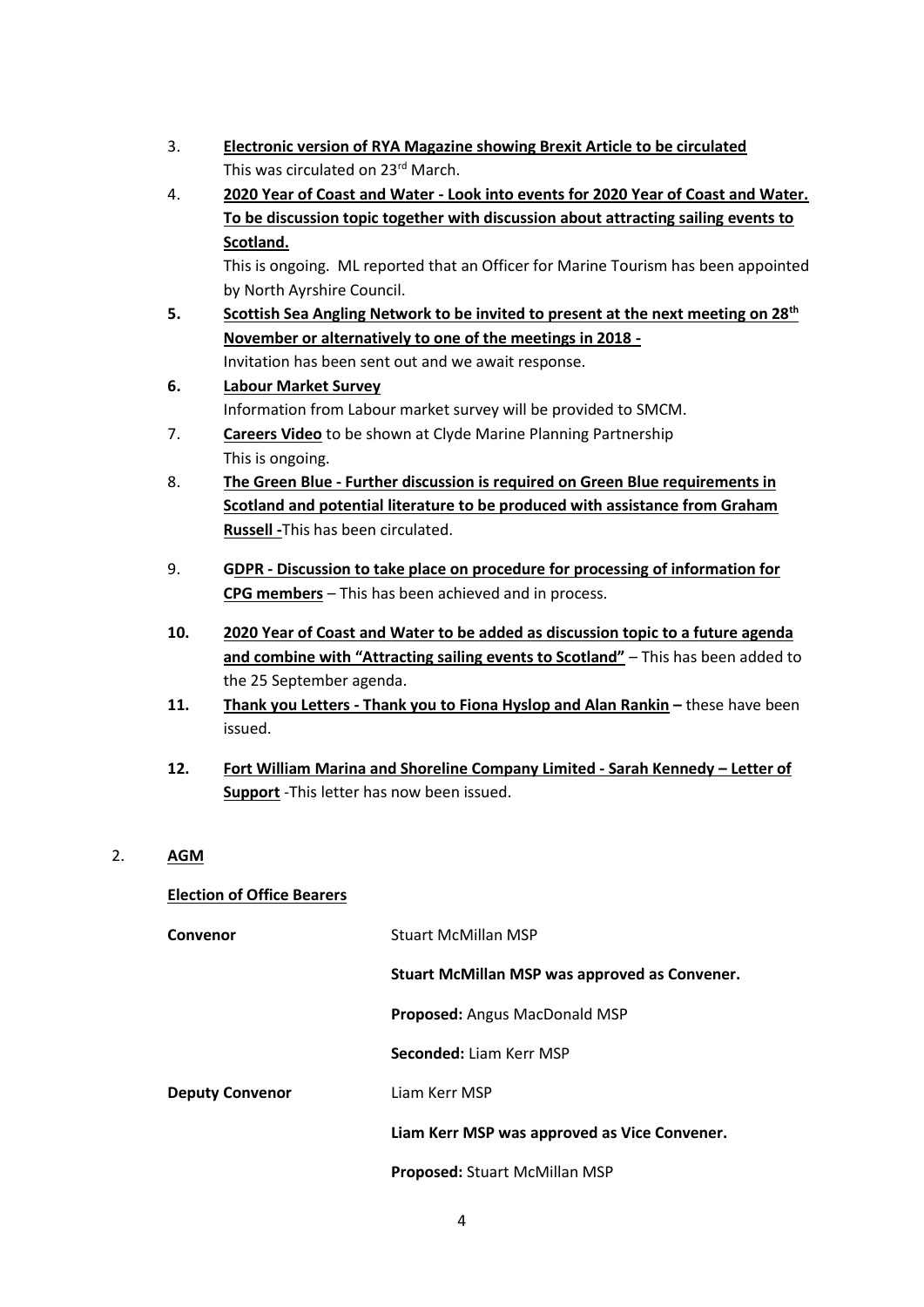3. **Electronic version of RYA Magazine showing Brexit Article to be circulated**
   This was circulated on 23rd March.

4. **2020 Year of Coast and Water - Look into events for 2020 Year of Coast and Water. To be discussion topic together with discussion about attracting sailing events to Scotland.**
   This is ongoing. ML reported that an Officer for Marine Tourism has been appointed by North Ayrshire Council.

5. **Scottish Sea Angling Network to be invited to present at the next meeting on 28th November or alternatively to one of the meetings in 2018 -**
   Invitation has been sent out and we await response.

6. **Labour Market Survey**
   Information from Labour market survey will be provided to SMCM.

7. **Careers Video** to be shown at Clyde Marine Planning Partnership
   This is ongoing.

8. **The Green Blue - Further discussion is required on Green Blue requirements in Scotland and potential literature to be produced with assistance from Graham Russell -**This has been circulated.

9. **GDPR - Discussion to take place on procedure for processing of information for CPG members** – This has been achieved and in process.

10. **2020 Year of Coast and Water to be added as discussion topic to a future agenda and combine with "Attracting sailing events to Scotland"** – This has been added to the 25 September agenda.

11. **Thank you Letters - Thank you to Fiona Hyslop and Alan Rankin –** these have been issued.

12. **Fort William Marina and Shoreline Company Limited - Sarah Kennedy – Letter of Support** -This letter has now been issued.

## 2. AGM

**Election of Office Bearers**

**Convenor** Stuart McMillan MSP

**Stuart McMillan MSP was approved as Convener.**

**Proposed:** Angus MacDonald MSP

**Seconded:** Liam Kerr MSP

**Deputy Convenor** Liam Kerr MSP

**Liam Kerr MSP was approved as Vice Convener.**

**Proposed:** Stuart McMillan MSP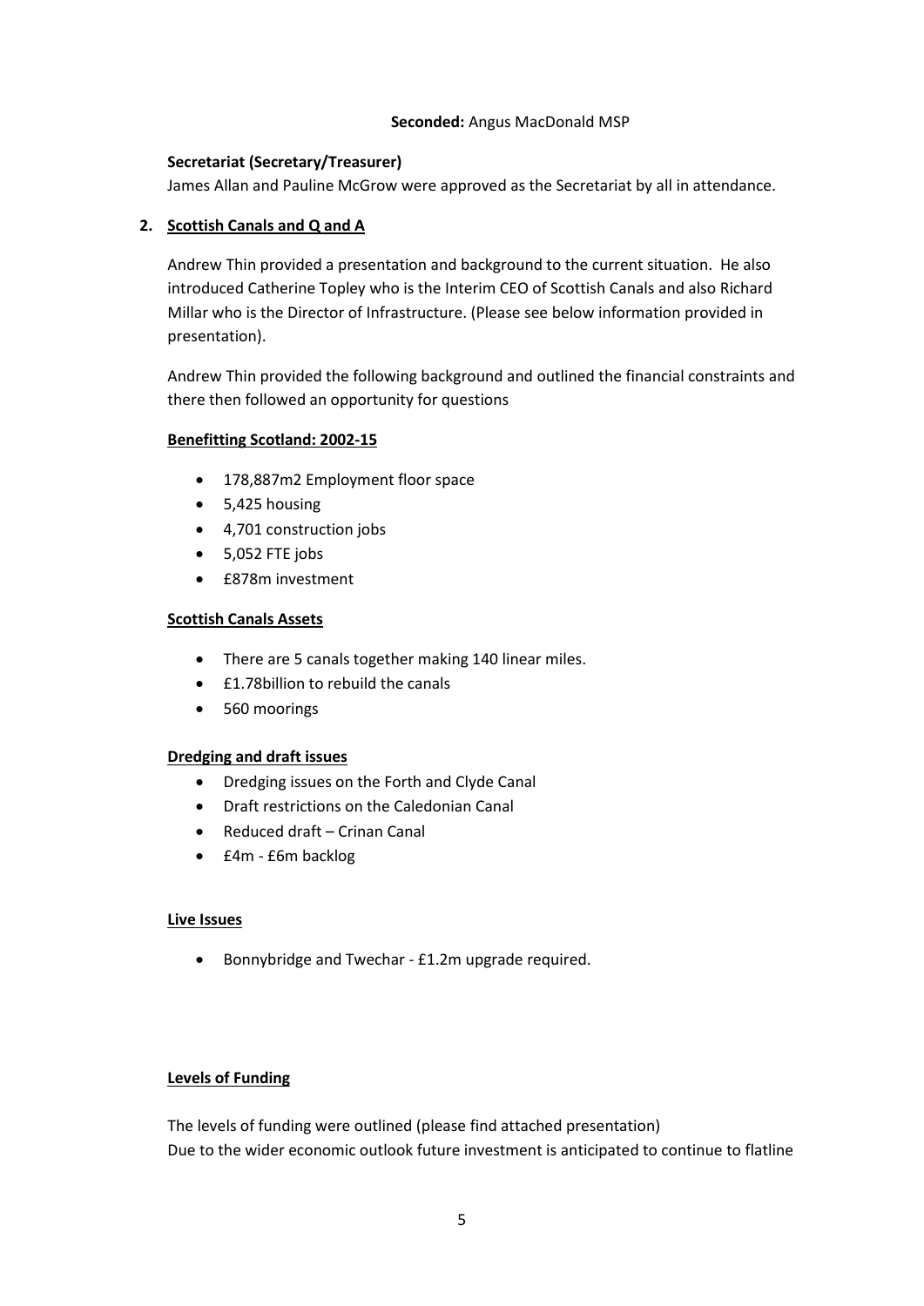**Seconded:** Angus MacDonald MSP

**Secretariat (Secretary/Treasurer)**

James Allan and Pauline McGrow were approved as the Secretariat by all in attendance.

## 2. Scottish Canals and Q and A

Andrew Thin provided a presentation and background to the current situation. He also introduced Catherine Topley who is the Interim CEO of Scottish Canals and also Richard Millar who is the Director of Infrastructure. (Please see below information provided in presentation).

Andrew Thin provided the following background and outlined the financial constraints and there then followed an opportunity for questions

**Benefitting Scotland: 2002-15**

- 178,887m2 Employment floor space
- 5,425 housing
- 4,701 construction jobs
- 5,052 FTE jobs
- £878m investment

**Scottish Canals Assets**

- There are 5 canals together making 140 linear miles.
- £1.78billion to rebuild the canals
- 560 moorings

**Dredging and draft issues**

- Dredging issues on the Forth and Clyde Canal
- Draft restrictions on the Caledonian Canal
- Reduced draft – Crinan Canal
- £4m - £6m backlog

**Live Issues**

- Bonnybridge and Twechar - £1.2m upgrade required.

**Levels of Funding**

The levels of funding were outlined (please find attached presentation)
Due to the wider economic outlook future investment is anticipated to continue to flatline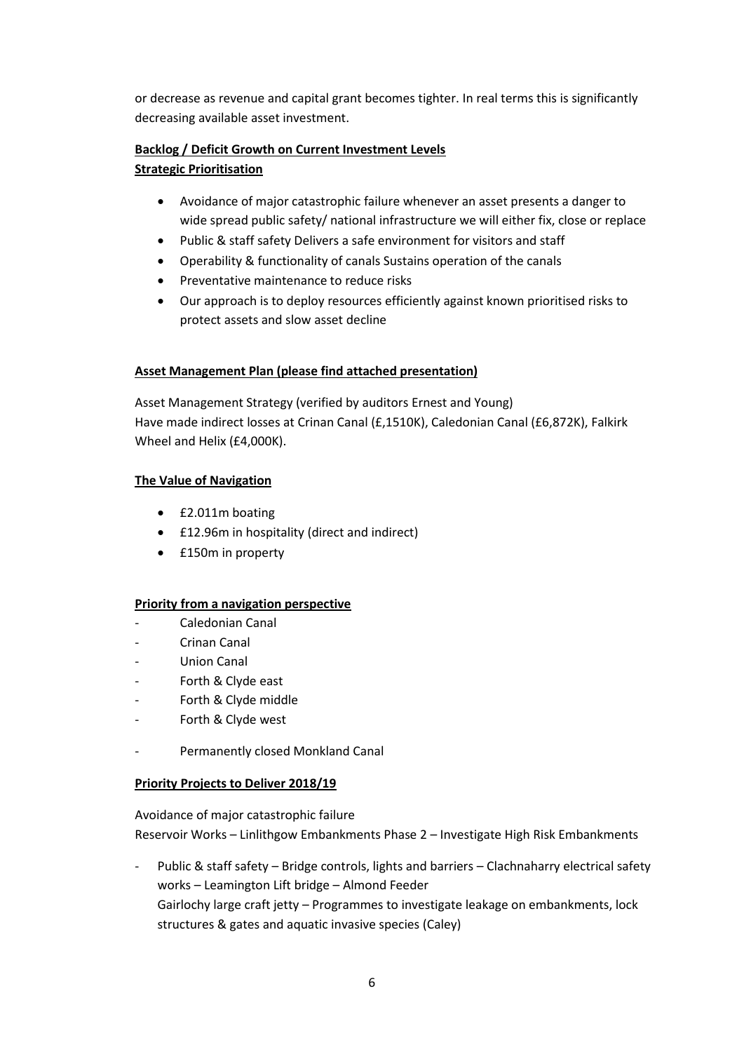or decrease as revenue and capital grant becomes tighter. In real terms this is significantly decreasing available asset investment.

**Backlog / Deficit Growth on Current Investment Levels**
**Strategic Prioritisation**

- Avoidance of major catastrophic failure whenever an asset presents a danger to wide spread public safety/ national infrastructure we will either fix, close or replace
- Public & staff safety Delivers a safe environment for visitors and staff
- Operability & functionality of canals Sustains operation of the canals
- Preventative maintenance to reduce risks
- Our approach is to deploy resources efficiently against known prioritised risks to protect assets and slow asset decline

**Asset Management Plan (please find attached presentation)**

Asset Management Strategy (verified by auditors Ernest and Young)
Have made indirect losses at Crinan Canal (£,1510K), Caledonian Canal (£6,872K), Falkirk Wheel and Helix (£4,000K).

**The Value of Navigation**

- £2.011m boating
- £12.96m in hospitality (direct and indirect)
- £150m in property

**Priority from a navigation perspective**

- Caledonian Canal
- Crinan Canal
- Union Canal
- Forth & Clyde east
- Forth & Clyde middle
- Forth & Clyde west

- Permanently closed Monkland Canal

**Priority Projects to Deliver 2018/19**

Avoidance of major catastrophic failure
Reservoir Works – Linlithgow Embankments Phase 2 – Investigate High Risk Embankments

- Public & staff safety – Bridge controls, lights and barriers – Clachnaharry electrical safety works – Leamington Lift bridge – Almond Feeder
  Gairlochy large craft jetty – Programmes to investigate leakage on embankments, lock structures & gates and aquatic invasive species (Caley)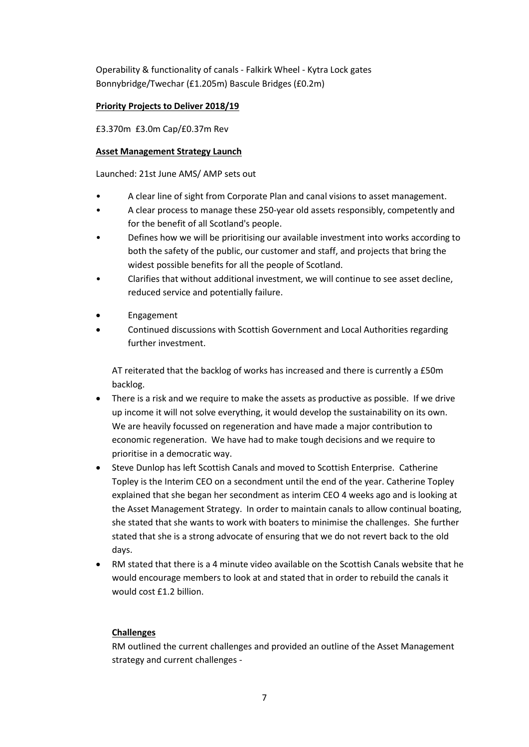Operability & functionality of canals - Falkirk Wheel - Kytra Lock gates Bonnybridge/Twechar (£1.205m) Bascule Bridges (£0.2m)

**Priority Projects to Deliver 2018/19**

£3.370m £3.0m Cap/£0.37m Rev

**Asset Management Strategy Launch**

Launched: 21st June AMS/ AMP sets out

- A clear line of sight from Corporate Plan and canal visions to asset management.
- A clear process to manage these 250-year old assets responsibly, competently and for the benefit of all Scotland's people.
- Defines how we will be prioritising our available investment into works according to both the safety of the public, our customer and staff, and projects that bring the widest possible benefits for all the people of Scotland.
- Clarifies that without additional investment, we will continue to see asset decline, reduced service and potentially failure.
- Engagement
- Continued discussions with Scottish Government and Local Authorities regarding further investment.

AT reiterated that the backlog of works has increased and there is currently a £50m backlog.

- There is a risk and we require to make the assets as productive as possible. If we drive up income it will not solve everything, it would develop the sustainability on its own. We are heavily focussed on regeneration and have made a major contribution to economic regeneration. We have had to make tough decisions and we require to prioritise in a democratic way.
- Steve Dunlop has left Scottish Canals and moved to Scottish Enterprise. Catherine Topley is the Interim CEO on a secondment until the end of the year. Catherine Topley explained that she began her secondment as interim CEO 4 weeks ago and is looking at the Asset Management Strategy. In order to maintain canals to allow continual boating, she stated that she wants to work with boaters to minimise the challenges. She further stated that she is a strong advocate of ensuring that we do not revert back to the old days.
- RM stated that there is a 4 minute video available on the Scottish Canals website that he would encourage members to look at and stated that in order to rebuild the canals it would cost £1.2 billion.

**Challenges**

RM outlined the current challenges and provided an outline of the Asset Management strategy and current challenges -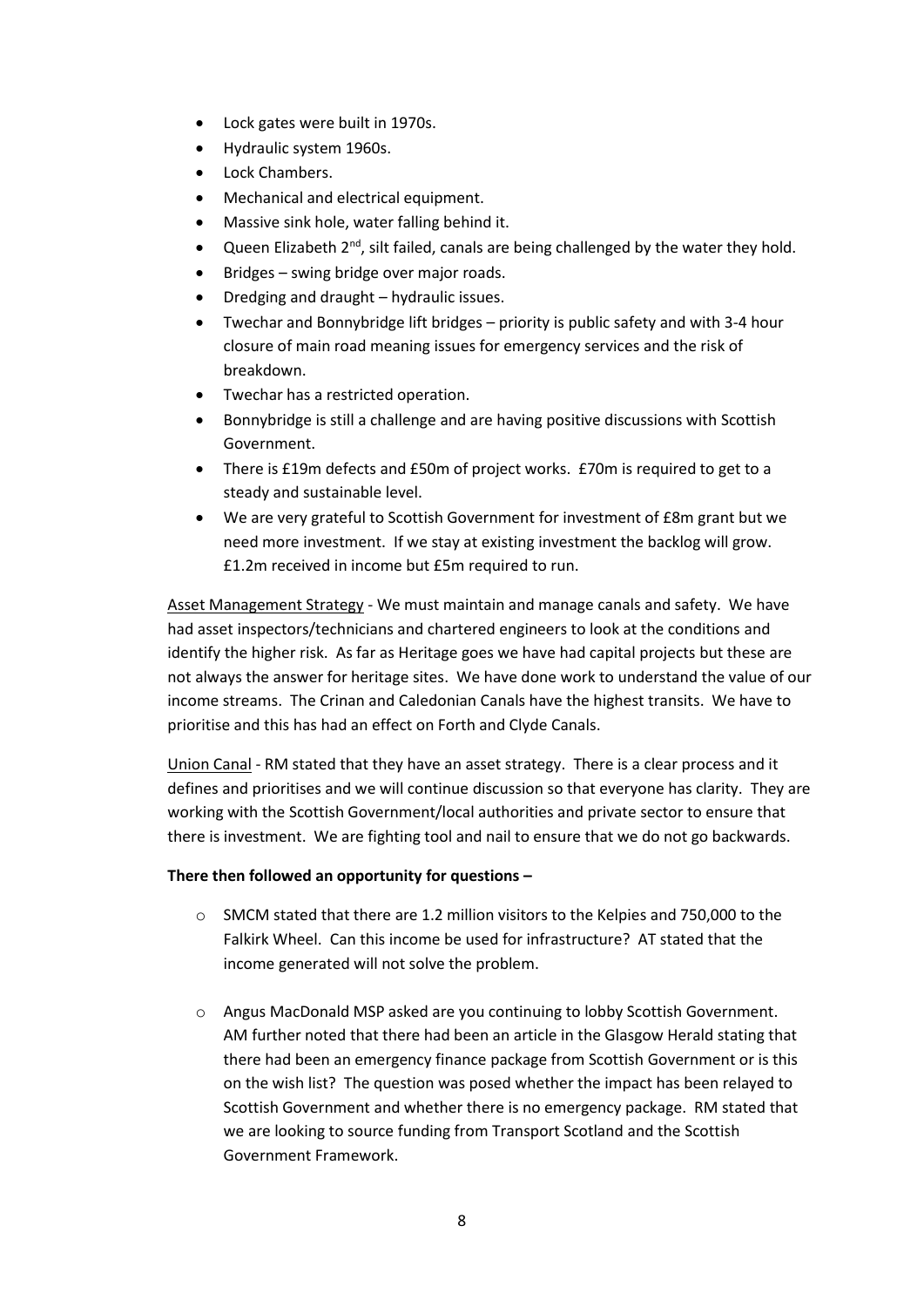- Lock gates were built in 1970s.
- Hydraulic system 1960s.
- Lock Chambers.
- Mechanical and electrical equipment.
- Massive sink hole, water falling behind it.
- Queen Elizabeth 2nd, silt failed, canals are being challenged by the water they hold.
- Bridges – swing bridge over major roads.
- Dredging and draught – hydraulic issues.
- Twechar and Bonnybridge lift bridges – priority is public safety and with 3-4 hour closure of main road meaning issues for emergency services and the risk of breakdown.
- Twechar has a restricted operation.
- Bonnybridge is still a challenge and are having positive discussions with Scottish Government.
- There is £19m defects and £50m of project works. £70m is required to get to a steady and sustainable level.
- We are very grateful to Scottish Government for investment of £8m grant but we need more investment. If we stay at existing investment the backlog will grow. £1.2m received in income but £5m required to run.

<u>Asset Management Strategy</u> - We must maintain and manage canals and safety. We have had asset inspectors/technicians and chartered engineers to look at the conditions and identify the higher risk. As far as Heritage goes we have had capital projects but these are not always the answer for heritage sites. We have done work to understand the value of our income streams. The Crinan and Caledonian Canals have the highest transits. We have to prioritise and this has had an effect on Forth and Clyde Canals.

<u>Union Canal</u> - RM stated that they have an asset strategy. There is a clear process and it defines and prioritises and we will continue discussion so that everyone has clarity. They are working with the Scottish Government/local authorities and private sector to ensure that there is investment. We are fighting tool and nail to ensure that we do not go backwards.

**There then followed an opportunity for questions –**

- SMCM stated that there are 1.2 million visitors to the Kelpies and 750,000 to the Falkirk Wheel. Can this income be used for infrastructure? AT stated that the income generated will not solve the problem.

- Angus MacDonald MSP asked are you continuing to lobby Scottish Government. AM further noted that there had been an article in the Glasgow Herald stating that there had been an emergency finance package from Scottish Government or is this on the wish list? The question was posed whether the impact has been relayed to Scottish Government and whether there is no emergency package. RM stated that we are looking to source funding from Transport Scotland and the Scottish Government Framework.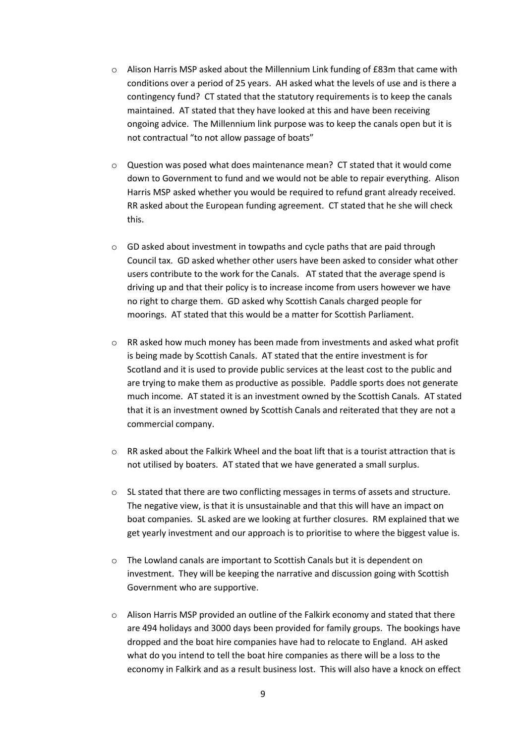- Alison Harris MSP asked about the Millennium Link funding of £83m that came with conditions over a period of 25 years. AH asked what the levels of use and is there a contingency fund? CT stated that the statutory requirements is to keep the canals maintained. AT stated that they have looked at this and have been receiving ongoing advice. The Millennium link purpose was to keep the canals open but it is not contractual "to not allow passage of boats"

- Question was posed what does maintenance mean? CT stated that it would come down to Government to fund and we would not be able to repair everything. Alison Harris MSP asked whether you would be required to refund grant already received. RR asked about the European funding agreement. CT stated that he she will check this.

- GD asked about investment in towpaths and cycle paths that are paid through Council tax. GD asked whether other users have been asked to consider what other users contribute to the work for the Canals. AT stated that the average spend is driving up and that their policy is to increase income from users however we have no right to charge them. GD asked why Scottish Canals charged people for moorings. AT stated that this would be a matter for Scottish Parliament.

- RR asked how much money has been made from investments and asked what profit is being made by Scottish Canals. AT stated that the entire investment is for Scotland and it is used to provide public services at the least cost to the public and are trying to make them as productive as possible. Paddle sports does not generate much income. AT stated it is an investment owned by the Scottish Canals. AT stated that it is an investment owned by Scottish Canals and reiterated that they are not a commercial company.

- RR asked about the Falkirk Wheel and the boat lift that is a tourist attraction that is not utilised by boaters. AT stated that we have generated a small surplus.

- SL stated that there are two conflicting messages in terms of assets and structure. The negative view, is that it is unsustainable and that this will have an impact on boat companies. SL asked are we looking at further closures. RM explained that we get yearly investment and our approach is to prioritise to where the biggest value is.

- The Lowland canals are important to Scottish Canals but it is dependent on investment. They will be keeping the narrative and discussion going with Scottish Government who are supportive.

- Alison Harris MSP provided an outline of the Falkirk economy and stated that there are 494 holidays and 3000 days been provided for family groups. The bookings have dropped and the boat hire companies have had to relocate to England. AH asked what do you intend to tell the boat hire companies as there will be a loss to the economy in Falkirk and as a result business lost. This will also have a knock on effect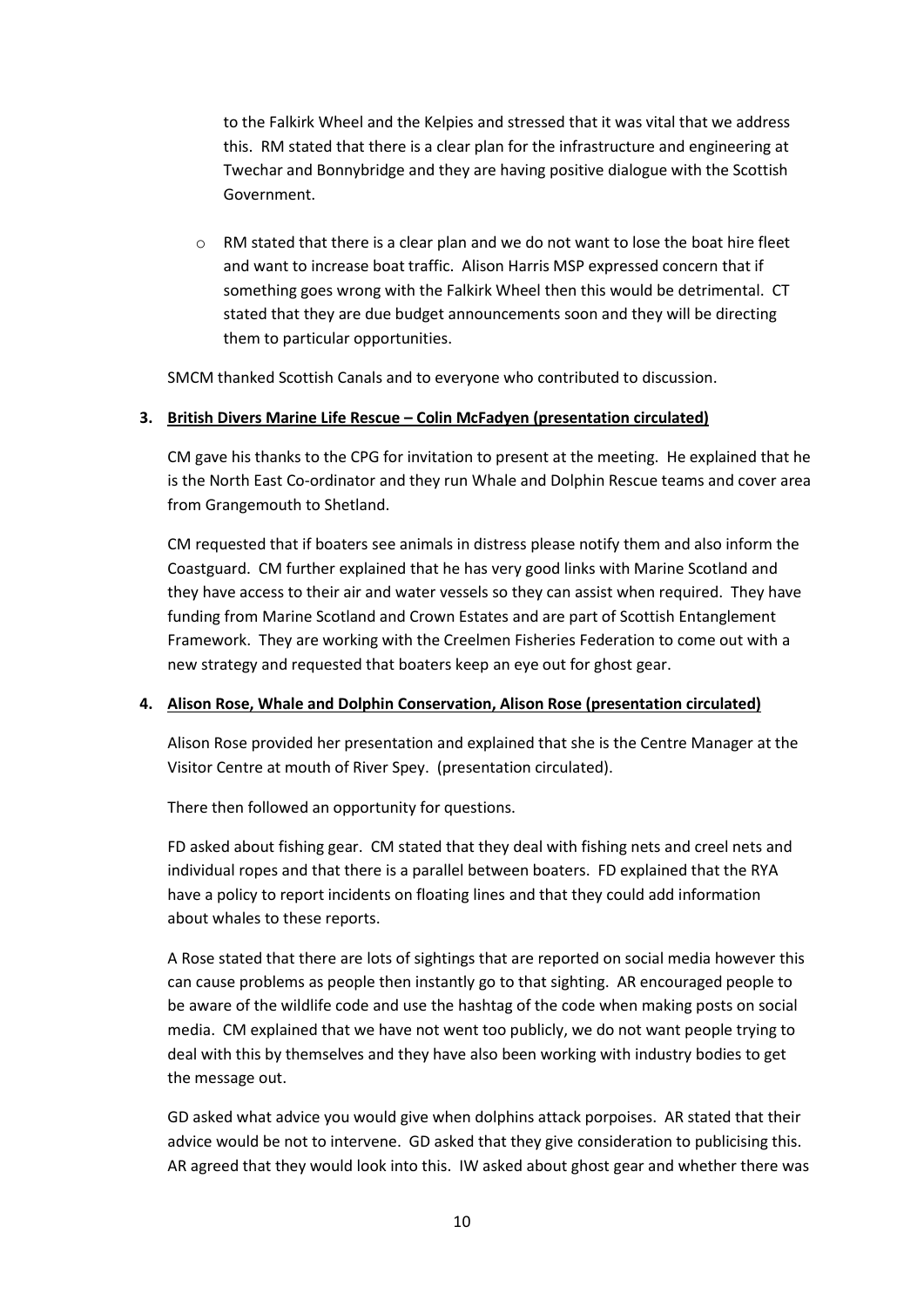to the Falkirk Wheel and the Kelpies and stressed that it was vital that we address this. RM stated that there is a clear plan for the infrastructure and engineering at Twechar and Bonnybridge and they are having positive dialogue with the Scottish Government.

- RM stated that there is a clear plan and we do not want to lose the boat hire fleet and want to increase boat traffic. Alison Harris MSP expressed concern that if something goes wrong with the Falkirk Wheel then this would be detrimental. CT stated that they are due budget announcements soon and they will be directing them to particular opportunities.

SMCM thanked Scottish Canals and to everyone who contributed to discussion.

**3. <u>British Divers Marine Life Rescue – Colin McFadyen (presentation circulated)</u>**

CM gave his thanks to the CPG for invitation to present at the meeting. He explained that he is the North East Co-ordinator and they run Whale and Dolphin Rescue teams and cover area from Grangemouth to Shetland.

CM requested that if boaters see animals in distress please notify them and also inform the Coastguard. CM further explained that he has very good links with Marine Scotland and they have access to their air and water vessels so they can assist when required. They have funding from Marine Scotland and Crown Estates and are part of Scottish Entanglement Framework. They are working with the Creelmen Fisheries Federation to come out with a new strategy and requested that boaters keep an eye out for ghost gear.

**4. <u>Alison Rose, Whale and Dolphin Conservation, Alison Rose (presentation circulated)</u>**

Alison Rose provided her presentation and explained that she is the Centre Manager at the Visitor Centre at mouth of River Spey. (presentation circulated).

There then followed an opportunity for questions.

FD asked about fishing gear. CM stated that they deal with fishing nets and creel nets and individual ropes and that there is a parallel between boaters. FD explained that the RYA have a policy to report incidents on floating lines and that they could add information about whales to these reports.

A Rose stated that there are lots of sightings that are reported on social media however this can cause problems as people then instantly go to that sighting. AR encouraged people to be aware of the wildlife code and use the hashtag of the code when making posts on social media. CM explained that we have not went too publicly, we do not want people trying to deal with this by themselves and they have also been working with industry bodies to get the message out.

GD asked what advice you would give when dolphins attack porpoises. AR stated that their advice would be not to intervene. GD asked that they give consideration to publicising this. AR agreed that they would look into this. IW asked about ghost gear and whether there was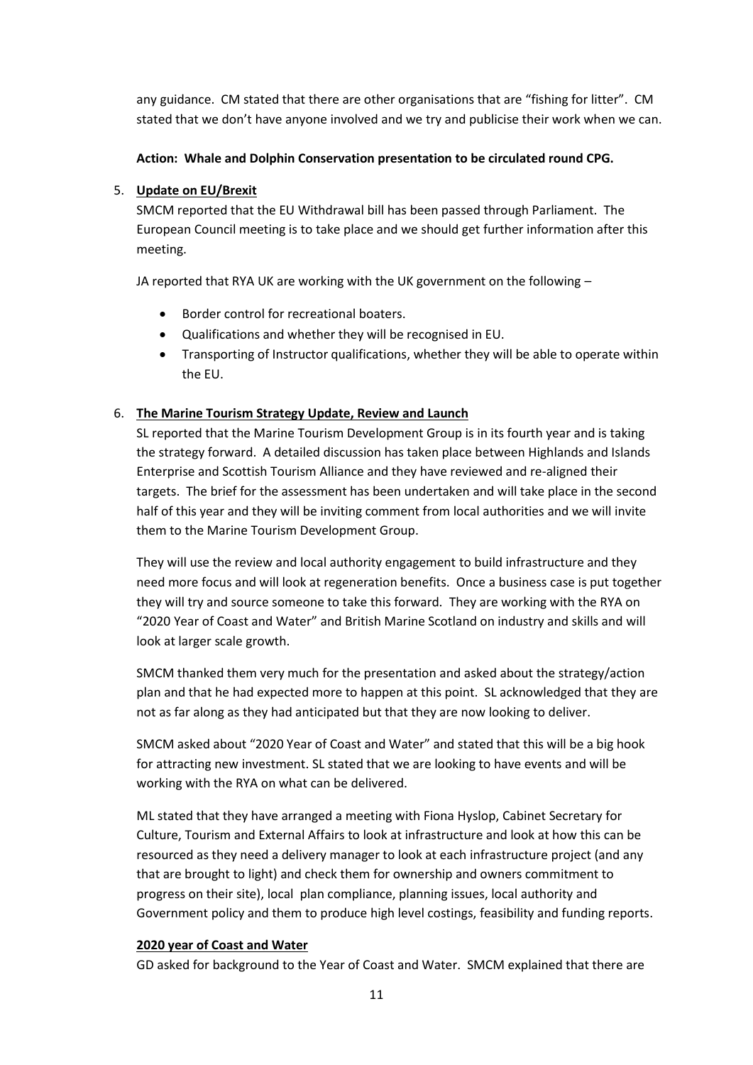any guidance. CM stated that there are other organisations that are "fishing for litter". CM stated that we don't have anyone involved and we try and publicise their work when we can.

**Action: Whale and Dolphin Conservation presentation to be circulated round CPG.**

5. **Update on EU/Brexit**

   SMCM reported that the EU Withdrawal bill has been passed through Parliament. The European Council meeting is to take place and we should get further information after this meeting.

   JA reported that RYA UK are working with the UK government on the following –

   - Border control for recreational boaters.
   - Qualifications and whether they will be recognised in EU.
   - Transporting of Instructor qualifications, whether they will be able to operate within the EU.

6. **The Marine Tourism Strategy Update, Review and Launch**

   SL reported that the Marine Tourism Development Group is in its fourth year and is taking the strategy forward. A detailed discussion has taken place between Highlands and Islands Enterprise and Scottish Tourism Alliance and they have reviewed and re-aligned their targets. The brief for the assessment has been undertaken and will take place in the second half of this year and they will be inviting comment from local authorities and we will invite them to the Marine Tourism Development Group.

   They will use the review and local authority engagement to build infrastructure and they need more focus and will look at regeneration benefits. Once a business case is put together they will try and source someone to take this forward. They are working with the RYA on "2020 Year of Coast and Water" and British Marine Scotland on industry and skills and will look at larger scale growth.

   SMCM thanked them very much for the presentation and asked about the strategy/action plan and that he had expected more to happen at this point. SL acknowledged that they are not as far along as they had anticipated but that they are now looking to deliver.

   SMCM asked about "2020 Year of Coast and Water" and stated that this will be a big hook for attracting new investment. SL stated that we are looking to have events and will be working with the RYA on what can be delivered.

   ML stated that they have arranged a meeting with Fiona Hyslop, Cabinet Secretary for Culture, Tourism and External Affairs to look at infrastructure and look at how this can be resourced as they need a delivery manager to look at each infrastructure project (and any that are brought to light) and check them for ownership and owners commitment to progress on their site), local plan compliance, planning issues, local authority and Government policy and them to produce high level costings, feasibility and funding reports.

   **2020 year of Coast and Water**

   GD asked for background to the Year of Coast and Water. SMCM explained that there are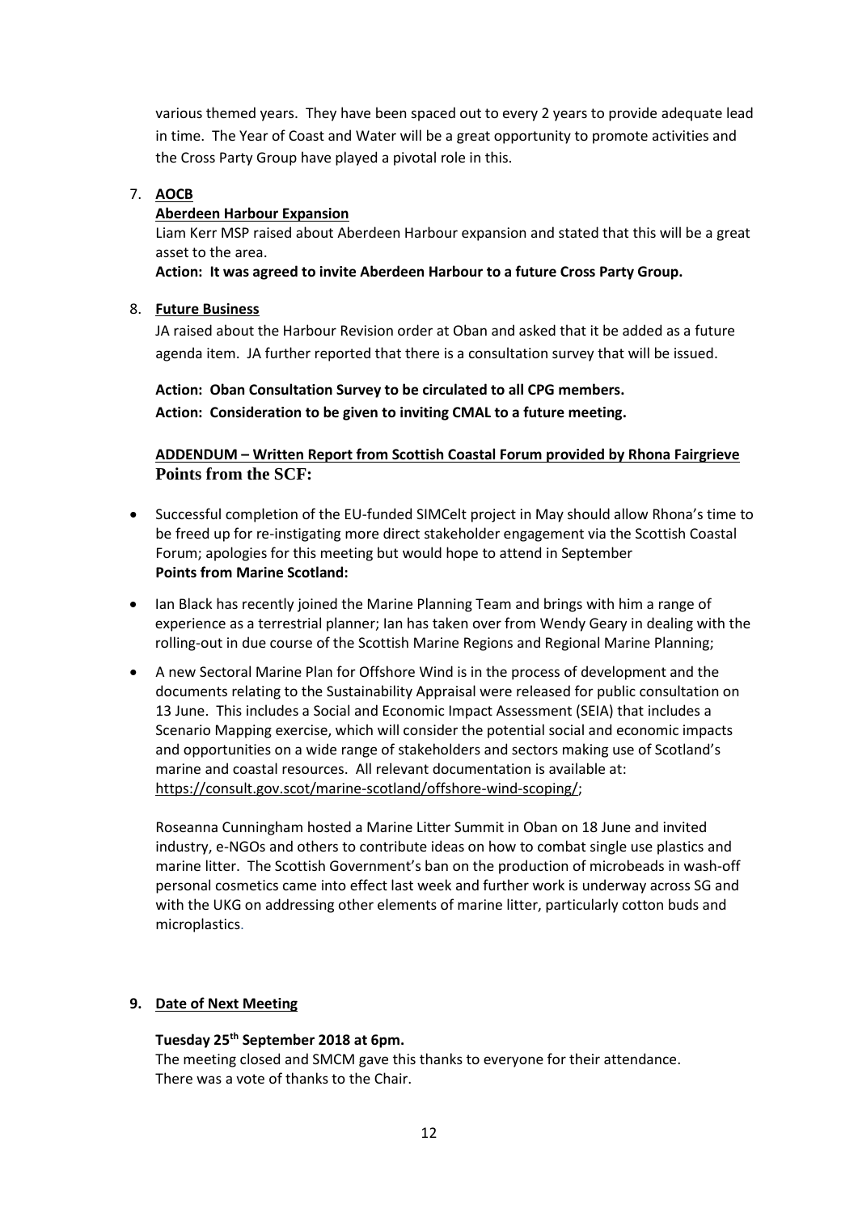various themed years. They have been spaced out to every 2 years to provide adequate lead in time. The Year of Coast and Water will be a great opportunity to promote activities and the Cross Party Group have played a pivotal role in this.

7. **AOCB**

   **Aberdeen Harbour Expansion**

   Liam Kerr MSP raised about Aberdeen Harbour expansion and stated that this will be a great asset to the area.

   **Action: It was agreed to invite Aberdeen Harbour to a future Cross Party Group.**

8. **Future Business**

   JA raised about the Harbour Revision order at Oban and asked that it be added as a future agenda item. JA further reported that there is a consultation survey that will be issued.

   **Action: Oban Consultation Survey to be circulated to all CPG members.**

   **Action: Consideration to be given to inviting CMAL to a future meeting.**

**ADDENDUM – Written Report from Scottish Coastal Forum provided by Rhona Fairgrieve**

**Points from the SCF:**

- Successful completion of the EU-funded SIMCelt project in May should allow Rhona's time to be freed up for re-instigating more direct stakeholder engagement via the Scottish Coastal Forum; apologies for this meeting but would hope to attend in September

**Points from Marine Scotland:**

- Ian Black has recently joined the Marine Planning Team and brings with him a range of experience as a terrestrial planner; Ian has taken over from Wendy Geary in dealing with the rolling-out in due course of the Scottish Marine Regions and Regional Marine Planning;
- A new Sectoral Marine Plan for Offshore Wind is in the process of development and the documents relating to the Sustainability Appraisal were released for public consultation on 13 June. This includes a Social and Economic Impact Assessment (SEIA) that includes a Scenario Mapping exercise, which will consider the potential social and economic impacts and opportunities on a wide range of stakeholders and sectors making use of Scotland's marine and coastal resources. All relevant documentation is available at: https://consult.gov.scot/marine-scotland/offshore-wind-scoping/;

  Roseanna Cunningham hosted a Marine Litter Summit in Oban on 18 June and invited industry, e-NGOs and others to contribute ideas on how to combat single use plastics and marine litter. The Scottish Government's ban on the production of microbeads in wash-off personal cosmetics came into effect last week and further work is underway across SG and with the UKG on addressing other elements of marine litter, particularly cotton buds and microplastics.

9. **Date of Next Meeting**

   **Tuesday 25th September 2018 at 6pm.**

   The meeting closed and SMCM gave this thanks to everyone for their attendance.
   There was a vote of thanks to the Chair.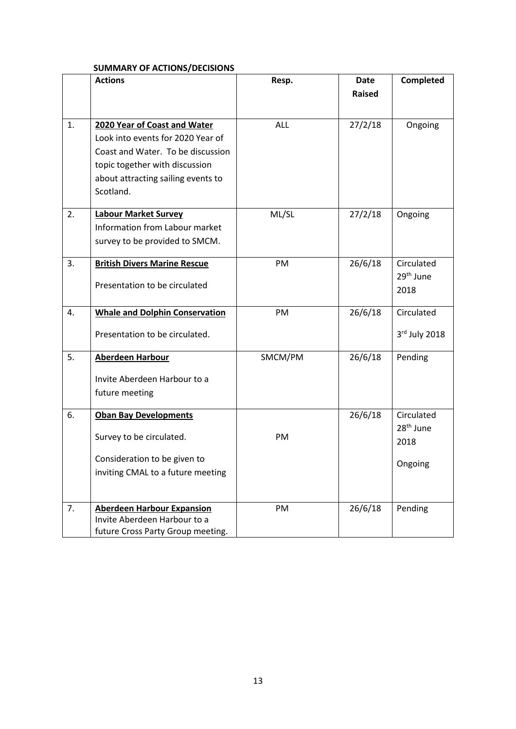**SUMMARY OF ACTIONS/DECISIONS**

| | Actions | Resp. | Date Raised | Completed |
|---|---|---|---|---|
| 1. | **2020 Year of Coast and Water** Look into events for 2020 Year of Coast and Water. To be discussion topic together with discussion about attracting sailing events to Scotland. | ALL | 27/2/18 | Ongoing |
| 2. | **Labour Market Survey** Information from Labour market survey to be provided to SMCM. | ML/SL | 27/2/18 | Ongoing |
| 3. | **British Divers Marine Rescue** Presentation to be circulated | PM | 26/6/18 | Circulated 29th June 2018 |
| 4. | **Whale and Dolphin Conservation** Presentation to be circulated. | PM | 26/6/18 | Circulated 3rd July 2018 |
| 5. | **Aberdeen Harbour** Invite Aberdeen Harbour to a future meeting | SMCM/PM | 26/6/18 | Pending |
| 6. | **Oban Bay Developments** Survey to be circulated. Consideration to be given to inviting CMAL to a future meeting | PM | 26/6/18 | Circulated 28th June 2018 Ongoing |
| 7. | **Aberdeen Harbour Expansion** Invite Aberdeen Harbour to a future Cross Party Group meeting. | PM | 26/6/18 | Pending |